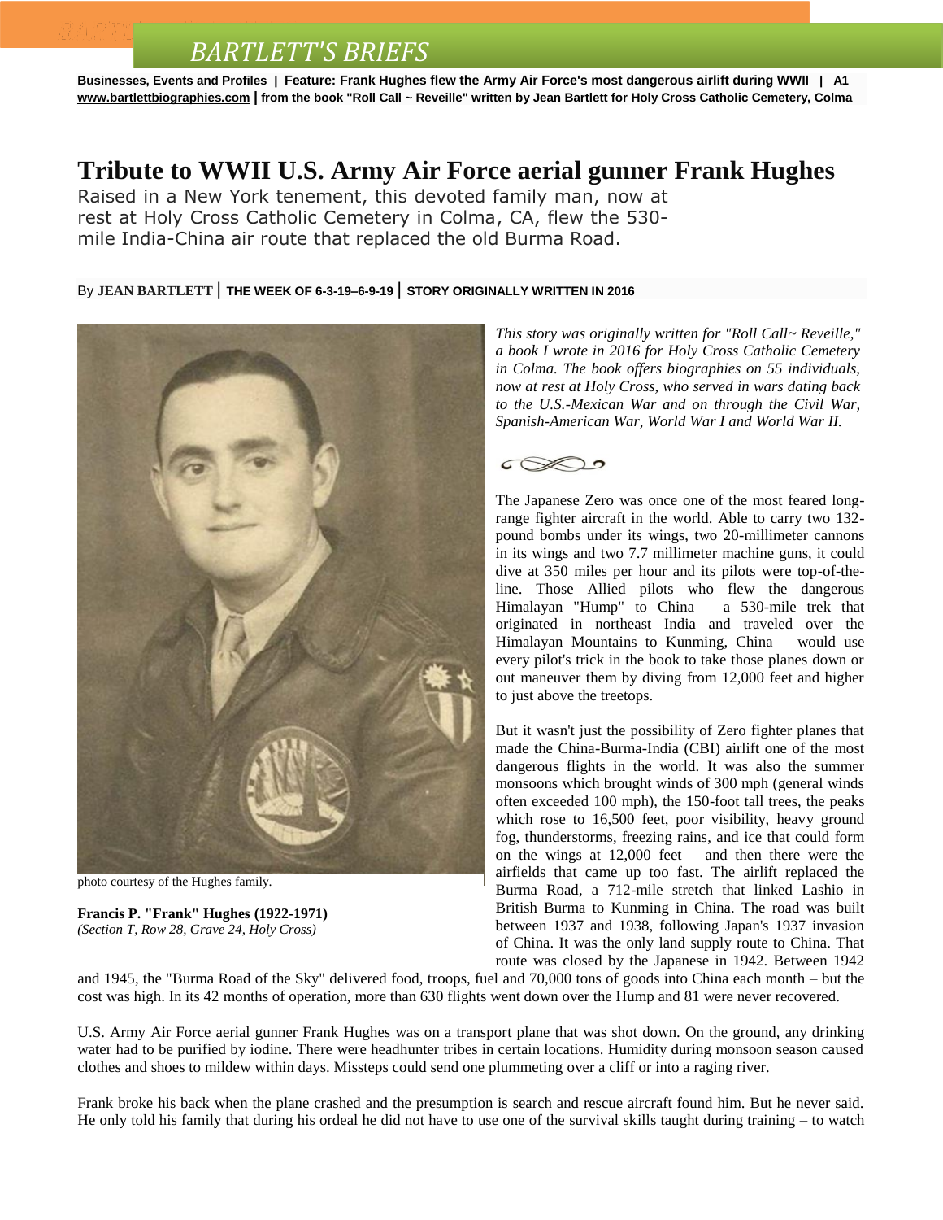# BARTLETT'S BRIEFS

**Businesses, Events and Profiles | Feature: Frank Hughes flew the Army Air Force's most dangerous airlift during WWII | A1**
**www.bartlettbiographies.com | from the book "Roll Call ~ Reveille" written by Jean Bartlett for Holy Cross Catholic Cemetery, Colma**

# Tribute to WWII U.S. Army Air Force aerial gunner Frank Hughes

Raised in a New York tenement, this devoted family man, now at rest at Holy Cross Catholic Cemetery in Colma, CA, flew the 530-mile India-China air route that replaced the old Burma Road.

By **JEAN BARTLETT** | **THE WEEK OF 6-3-19–6-9-19** | **STORY ORIGINALLY WRITTEN IN 2016**

photo courtesy of the Hughes family.

**Francis P. "Frank" Hughes (1922-1971)**
*(Section T, Row 28, Grave 24, Holy Cross)*

*This story was originally written for "Roll Call~ Reveille," a book I wrote in 2016 for Holy Cross Catholic Cemetery in Colma. The book offers biographies on 55 individuals, now at rest at Holy Cross, who served in wars dating back to the U.S.-Mexican War and on through the Civil War, Spanish-American War, World War I and World War II.*

The Japanese Zero was once one of the most feared long-range fighter aircraft in the world. Able to carry two 132-pound bombs under its wings, two 20-millimeter cannons in its wings and two 7.7 millimeter machine guns, it could dive at 350 miles per hour and its pilots were top-of-the-line. Those Allied pilots who flew the dangerous Himalayan "Hump" to China – a 530-mile trek that originated in northeast India and traveled over the Himalayan Mountains to Kunming, China – would use every pilot's trick in the book to take those planes down or out maneuver them by diving from 12,000 feet and higher to just above the treetops.

But it wasn't just the possibility of Zero fighter planes that made the China-Burma-India (CBI) airlift one of the most dangerous flights in the world. It was also the summer monsoons which brought winds of 300 mph (general winds often exceeded 100 mph), the 150-foot tall trees, the peaks which rose to 16,500 feet, poor visibility, heavy ground fog, thunderstorms, freezing rains, and ice that could form on the wings at 12,000 feet – and then there were the airfields that came up too fast. The airlift replaced the Burma Road, a 712-mile stretch that linked Lashio in British Burma to Kunming in China. The road was built between 1937 and 1938, following Japan's 1937 invasion of China. It was the only land supply route to China. That route was closed by the Japanese in 1942. Between 1942 and 1945, the "Burma Road of the Sky" delivered food, troops, fuel and 70,000 tons of goods into China each month – but the cost was high. In its 42 months of operation, more than 630 flights went down over the Hump and 81 were never recovered.

U.S. Army Air Force aerial gunner Frank Hughes was on a transport plane that was shot down. On the ground, any drinking water had to be purified by iodine. There were headhunter tribes in certain locations. Humidity during monsoon season caused clothes and shoes to mildew within days. Missteps could send one plummeting over a cliff or into a raging river.

Frank broke his back when the plane crashed and the presumption is search and rescue aircraft found him. But he never said. He only told his family that during his ordeal he did not have to use one of the survival skills taught during training – to watch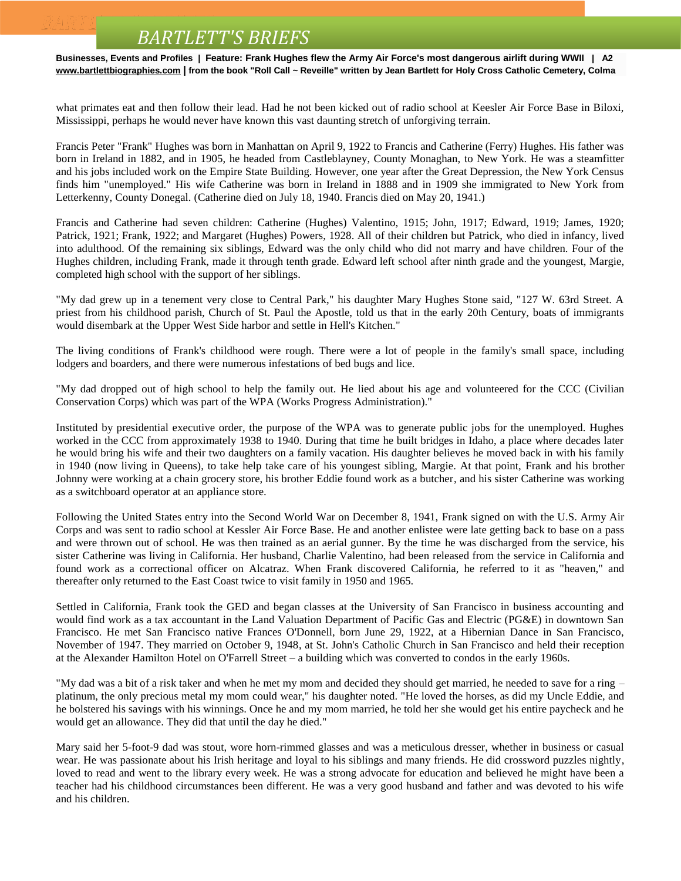what primates eat and then follow their lead. Had he not been kicked out of radio school at Keesler Air Force Base in Biloxi, Mississippi, perhaps he would never have known this vast daunting stretch of unforgiving terrain.

Francis Peter "Frank" Hughes was born in Manhattan on April 9, 1922 to Francis and Catherine (Ferry) Hughes. His father was born in Ireland in 1882, and in 1905, he headed from Castleblayney, County Monaghan, to New York. He was a steamfitter and his jobs included work on the Empire State Building. However, one year after the Great Depression, the New York Census finds him "unemployed." His wife Catherine was born in Ireland in 1888 and in 1909 she immigrated to New York from Letterkenny, County Donegal. (Catherine died on July 18, 1940. Francis died on May 20, 1941.)

Francis and Catherine had seven children: Catherine (Hughes) Valentino, 1915; John, 1917; Edward, 1919; James, 1920; Patrick, 1921; Frank, 1922; and Margaret (Hughes) Powers, 1928. All of their children but Patrick, who died in infancy, lived into adulthood. Of the remaining six siblings, Edward was the only child who did not marry and have children. Four of the Hughes children, including Frank, made it through tenth grade. Edward left school after ninth grade and the youngest, Margie, completed high school with the support of her siblings.

"My dad grew up in a tenement very close to Central Park," his daughter Mary Hughes Stone said, "127 W. 63rd Street. A priest from his childhood parish, Church of St. Paul the Apostle, told us that in the early 20th Century, boats of immigrants would disembark at the Upper West Side harbor and settle in Hell's Kitchen."

The living conditions of Frank's childhood were rough. There were a lot of people in the family's small space, including lodgers and boarders, and there were numerous infestations of bed bugs and lice.

"My dad dropped out of high school to help the family out. He lied about his age and volunteered for the CCC (Civilian Conservation Corps) which was part of the WPA (Works Progress Administration)."

Instituted by presidential executive order, the purpose of the WPA was to generate public jobs for the unemployed. Hughes worked in the CCC from approximately 1938 to 1940. During that time he built bridges in Idaho, a place where decades later he would bring his wife and their two daughters on a family vacation. His daughter believes he moved back in with his family in 1940 (now living in Queens), to take help take care of his youngest sibling, Margie. At that point, Frank and his brother Johnny were working at a chain grocery store, his brother Eddie found work as a butcher, and his sister Catherine was working as a switchboard operator at an appliance store.

Following the United States entry into the Second World War on December 8, 1941, Frank signed on with the U.S. Army Air Corps and was sent to radio school at Kessler Air Force Base. He and another enlistee were late getting back to base on a pass and were thrown out of school. He was then trained as an aerial gunner. By the time he was discharged from the service, his sister Catherine was living in California. Her husband, Charlie Valentino, had been released from the service in California and found work as a correctional officer on Alcatraz. When Frank discovered California, he referred to it as "heaven," and thereafter only returned to the East Coast twice to visit family in 1950 and 1965.

Settled in California, Frank took the GED and began classes at the University of San Francisco in business accounting and would find work as a tax accountant in the Land Valuation Department of Pacific Gas and Electric (PG&E) in downtown San Francisco. He met San Francisco native Frances O'Donnell, born June 29, 1922, at a Hibernian Dance in San Francisco, November of 1947. They married on October 9, 1948, at St. John's Catholic Church in San Francisco and held their reception at the Alexander Hamilton Hotel on O'Farrell Street – a building which was converted to condos in the early 1960s.

"My dad was a bit of a risk taker and when he met my mom and decided they should get married, he needed to save for a ring – platinum, the only precious metal my mom could wear," his daughter noted. "He loved the horses, as did my Uncle Eddie, and he bolstered his savings with his winnings. Once he and my mom married, he told her she would get his entire paycheck and he would get an allowance. They did that until the day he died."

Mary said her 5-foot-9 dad was stout, wore horn-rimmed glasses and was a meticulous dresser, whether in business or casual wear. He was passionate about his Irish heritage and loyal to his siblings and many friends. He did crossword puzzles nightly, loved to read and went to the library every week. He was a strong advocate for education and believed he might have been a teacher had his childhood circumstances been different. He was a very good husband and father and was devoted to his wife and his children.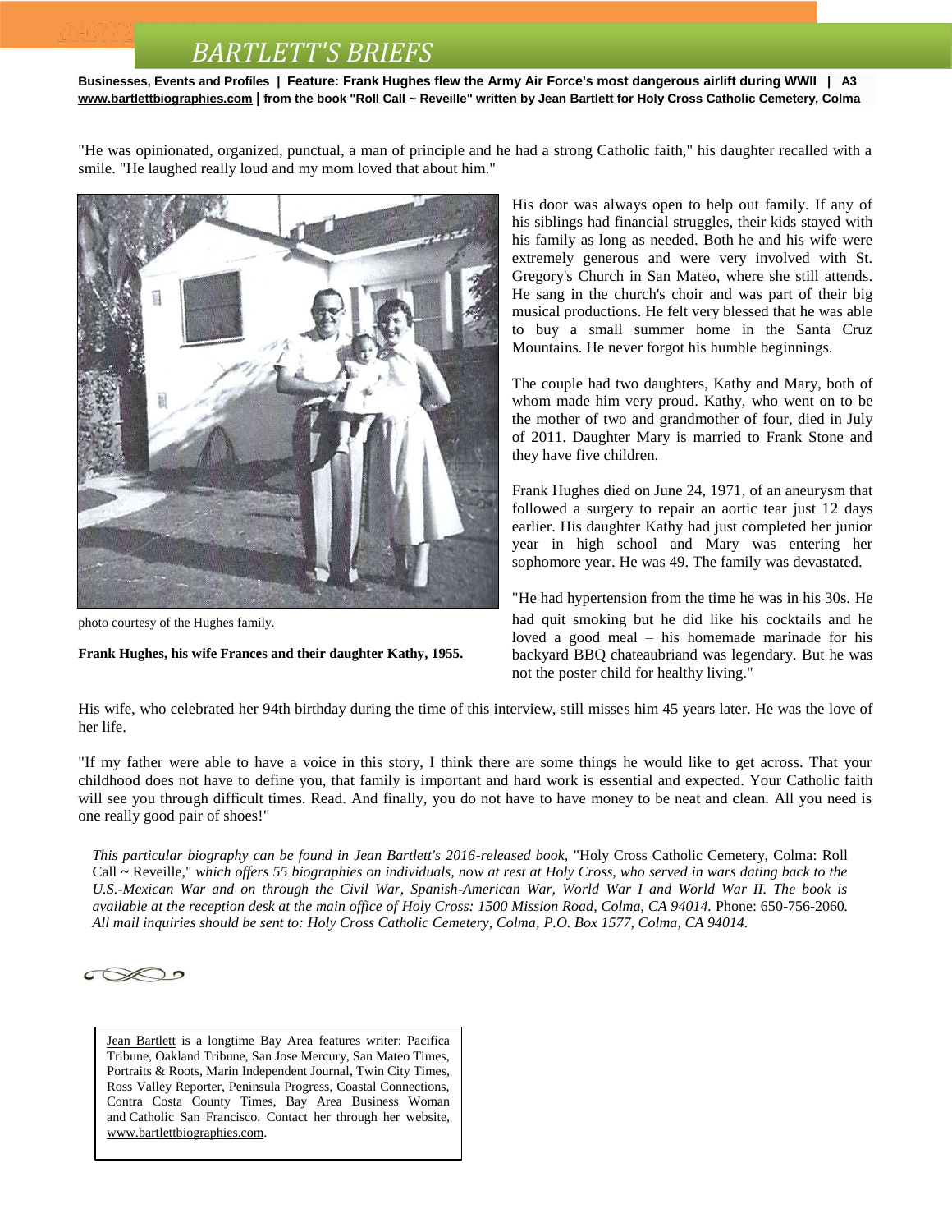"He was opinionated, organized, punctual, a man of principle and he had a strong Catholic faith," his daughter recalled with a smile. "He laughed really loud and my mom loved that about him."

photo courtesy of the Hughes family.

**Frank Hughes, his wife Frances and their daughter Kathy, 1955.**

His door was always open to help out family. If any of his siblings had financial struggles, their kids stayed with his family as long as needed. Both he and his wife were extremely generous and were very involved with St. Gregory's Church in San Mateo, where she still attends. He sang in the church's choir and was part of their big musical productions. He felt very blessed that he was able to buy a small summer home in the Santa Cruz Mountains. He never forgot his humble beginnings.

The couple had two daughters, Kathy and Mary, both of whom made him very proud. Kathy, who went on to be the mother of two and grandmother of four, died in July of 2011. Daughter Mary is married to Frank Stone and they have five children.

Frank Hughes died on June 24, 1971, of an aneurysm that followed a surgery to repair an aortic tear just 12 days earlier. His daughter Kathy had just completed her junior year in high school and Mary was entering her sophomore year. He was 49. The family was devastated.

"He had hypertension from the time he was in his 30s. He had quit smoking but he did like his cocktails and he loved a good meal – his homemade marinade for his backyard BBQ chateaubriand was legendary. But he was not the poster child for healthy living."

His wife, who celebrated her 94th birthday during the time of this interview, still misses him 45 years later. He was the love of her life.

"If my father were able to have a voice in this story, I think there are some things he would like to get across. That your childhood does not have to define you, that family is important and hard work is essential and expected. Your Catholic faith will see you through difficult times. Read. And finally, you do not have to have money to be neat and clean. All you need is one really good pair of shoes!"

*This particular biography can be found in Jean Bartlett's 2016-released book,* "Holy Cross Catholic Cemetery, Colma: Roll Call ~ Reveille," *which offers 55 biographies on individuals, now at rest at Holy Cross, who served in wars dating back to the U.S.-Mexican War and on through the Civil War, Spanish-American War, World War I and World War II. The book is available at the reception desk at the main office of Holy Cross: 1500 Mission Road, Colma, CA 94014.* Phone: 650-756-2060. *All mail inquiries should be sent to: Holy Cross Catholic Cemetery, Colma, P.O. Box 1577, Colma, CA 94014.*

Jean Bartlett is a longtime Bay Area features writer: Pacifica Tribune, Oakland Tribune, San Jose Mercury, San Mateo Times, Portraits & Roots, Marin Independent Journal, Twin City Times, Ross Valley Reporter, Peninsula Progress, Coastal Connections, Contra Costa County Times, Bay Area Business Woman and Catholic San Francisco. Contact her through her website, www.bartlettbiographies.com.